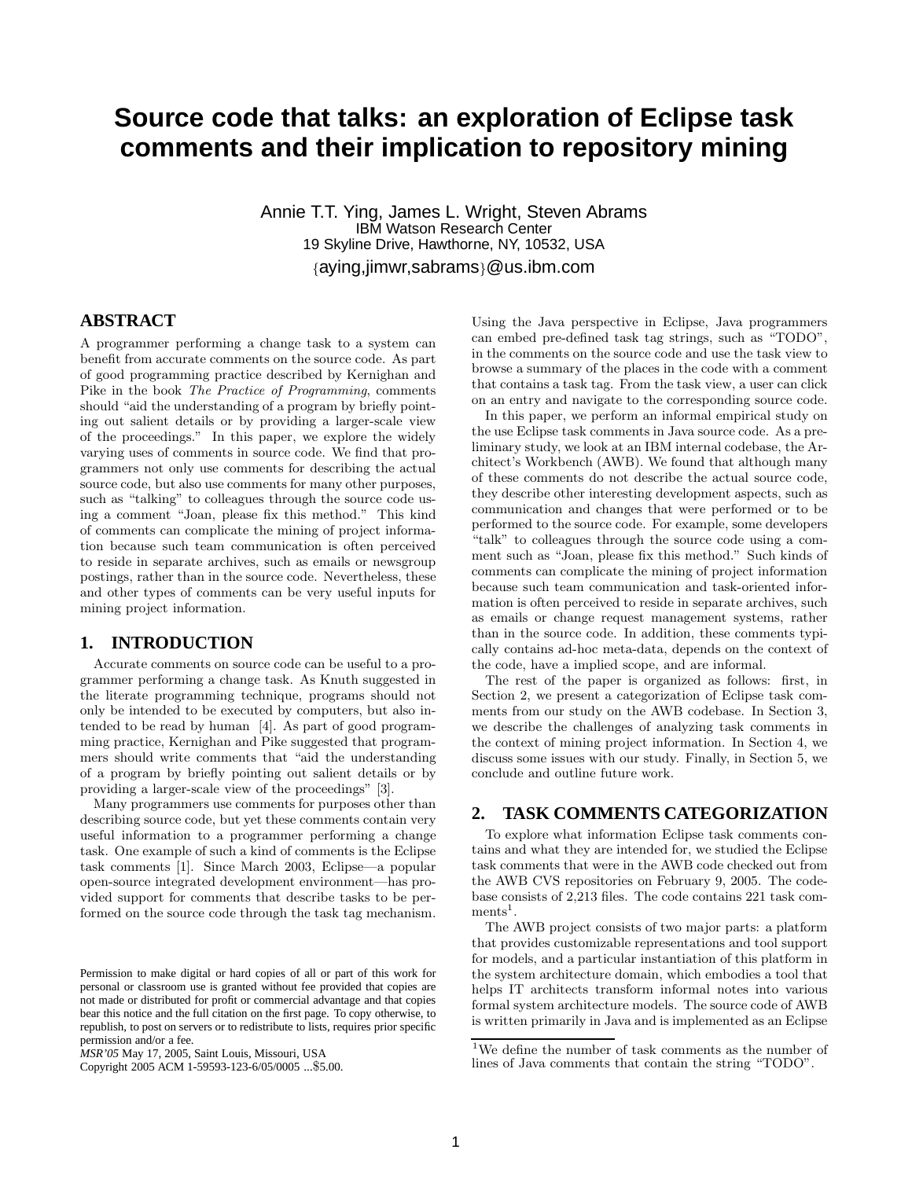# Source code that talks: an exploration of Eclipse task comments and their implication to repository mining

Annie T.T. Ying, James L. Wright, Steven Abrams
IBM Watson Research Center
19 Skyline Drive, Hawthorne, NY, 10532, USA
{aying,jimwr,sabrams}@us.ibm.com

## ABSTRACT

A programmer performing a change task to a system can benefit from accurate comments on the source code. As part of good programming practice described by Kernighan and Pike in the book *The Practice of Programming*, comments should "aid the understanding of a program by briefly pointing out salient details or by providing a larger-scale view of the proceedings." In this paper, we explore the widely varying uses of comments in source code. We find that programmers not only use comments for describing the actual source code, but also use comments for many other purposes, such as "talking" to colleagues through the source code using a comment "Joan, please fix this method." This kind of comments can complicate the mining of project information because such team communication is often perceived to reside in separate archives, such as emails or newsgroup postings, rather than in the source code. Nevertheless, these and other types of comments can be very useful inputs for mining project information.

## 1. INTRODUCTION

Accurate comments on source code can be useful to a programmer performing a change task. As Knuth suggested in the literate programming technique, programs should not only be intended to be executed by computers, but also intended to be read by human [4]. As part of good programming practice, Kernighan and Pike suggested that programmers should write comments that "aid the understanding of a program by briefly pointing out salient details or by providing a larger-scale view of the proceedings" [3].

Many programmers use comments for purposes other than describing source code, but yet these comments contain very useful information to a programmer performing a change task. One example of such a kind of comments is the Eclipse task comments [1]. Since March 2003, Eclipse—a popular open-source integrated development environment—has provided support for comments that describe tasks to be performed on the source code through the task tag mechanism. Using the Java perspective in Eclipse, Java programmers can embed pre-defined task tag strings, such as "TODO", in the comments on the source code and use the task view to browse a summary of the places in the code with a comment that contains a task tag. From the task view, a user can click on an entry and navigate to the corresponding source code.

In this paper, we perform an informal empirical study on the use Eclipse task comments in Java source code. As a preliminary study, we look at an IBM internal codebase, the Architect's Workbench (AWB). We found that although many of these comments do not describe the actual source code, they describe other interesting development aspects, such as communication and changes that were performed or to be performed to the source code. For example, some developers "talk" to colleagues through the source code using a comment such as "Joan, please fix this method." Such kinds of comments can complicate the mining of project information because such team communication and task-oriented information is often perceived to reside in separate archives, such as emails or change request management systems, rather than in the source code. In addition, these comments typically contains ad-hoc meta-data, depends on the context of the code, have a implied scope, and are informal.

The rest of the paper is organized as follows: first, in Section 2, we present a categorization of Eclipse task comments from our study on the AWB codebase. In Section 3, we describe the challenges of analyzing task comments in the context of mining project information. In Section 4, we discuss some issues with our study. Finally, in Section 5, we conclude and outline future work.

## 2. TASK COMMENTS CATEGORIZATION

To explore what information Eclipse task comments contains and what they are intended for, we studied the Eclipse task comments that were in the AWB code checked out from the AWB CVS repositories on February 9, 2005. The codebase consists of 2,213 files. The code contains 221 task comments[1].

The AWB project consists of two major parts: a platform that provides customizable representations and tool support for models, and a particular instantiation of this platform in the system architecture domain, which embodies a tool that helps IT architects transform informal notes into various formal system architecture models. The source code of AWB is written primarily in Java and is implemented as an Eclipse

[1]We define the number of task comments as the number of lines of Java comments that contain the string "TODO".

Permission to make digital or hard copies of all or part of this work for personal or classroom use is granted without fee provided that copies are not made or distributed for profit or commercial advantage and that copies bear this notice and the full citation on the first page. To copy otherwise, to republish, to post on servers or to redistribute to lists, requires prior specific permission and/or a fee.
*MSR'05* May 17, 2005, Saint Louis, Missouri, USA
Copyright 2005 ACM 1-59593-123-6/05/0005 ...$5.00.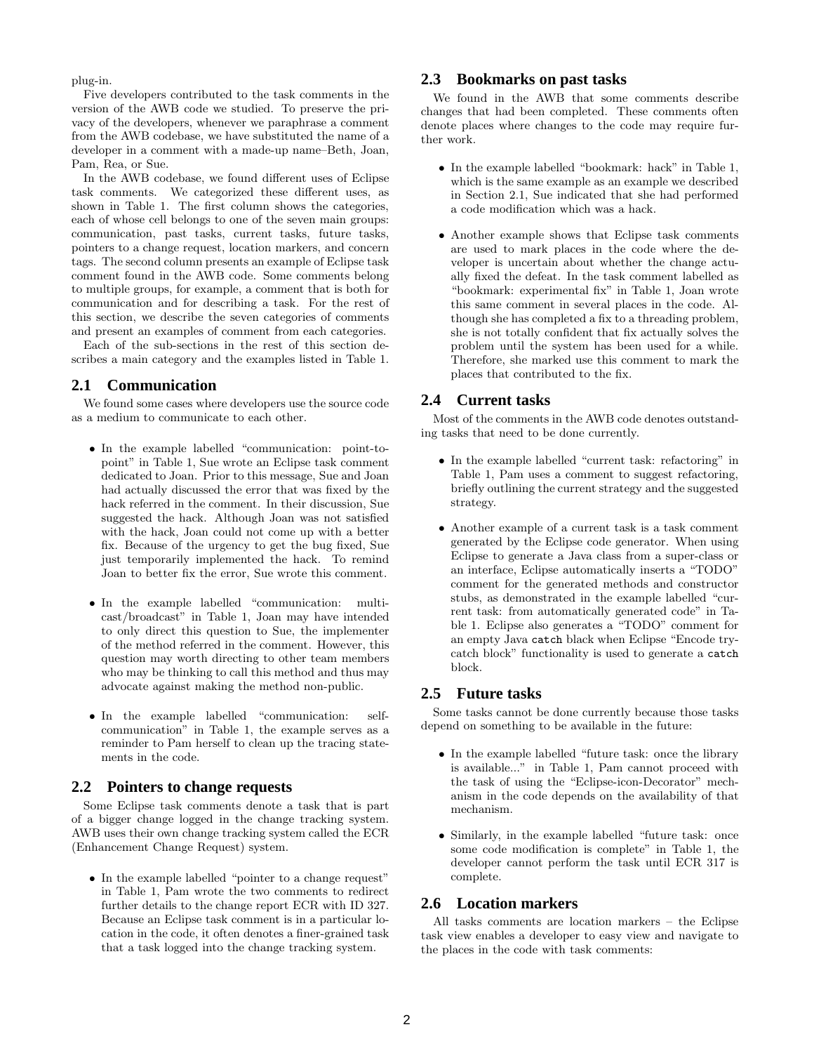plug-in.

Five developers contributed to the task comments in the version of the AWB code we studied. To preserve the privacy of the developers, whenever we paraphrase a comment from the AWB codebase, we have substituted the name of a developer in a comment with a made-up name–Beth, Joan, Pam, Rea, or Sue.

In the AWB codebase, we found different uses of Eclipse task comments. We categorized these different uses, as shown in Table 1. The first column shows the categories, each of whose cell belongs to one of the seven main groups: communication, past tasks, current tasks, future tasks, pointers to a change request, location markers, and concern tags. The second column presents an example of Eclipse task comment found in the AWB code. Some comments belong to multiple groups, for example, a comment that is both for communication and for describing a task. For the rest of this section, we describe the seven categories of comments and present an examples of comment from each categories.

Each of the sub-sections in the rest of this section describes a main category and the examples listed in Table 1.

## 2.1 Communication

We found some cases where developers use the source code as a medium to communicate to each other.

- In the example labelled "communication: point-to-point" in Table 1, Sue wrote an Eclipse task comment dedicated to Joan. Prior to this message, Sue and Joan had actually discussed the error that was fixed by the hack referred in the comment. In their discussion, Sue suggested the hack. Although Joan was not satisfied with the hack, Joan could not come up with a better fix. Because of the urgency to get the bug fixed, Sue just temporarily implemented the hack. To remind Joan to better fix the error, Sue wrote this comment.

- In the example labelled "communication: multi-cast/broadcast" in Table 1, Joan may have intended to only direct this question to Sue, the implementer of the method referred in the comment. However, this question may worth directing to other team members who may be thinking to call this method and thus may advocate against making the method non-public.

- In the example labelled "communication: self-communication" in Table 1, the example serves as a reminder to Pam herself to clean up the tracing statements in the code.

## 2.2 Pointers to change requests

Some Eclipse task comments denote a task that is part of a bigger change logged in the change tracking system. AWB uses their own change tracking system called the ECR (Enhancement Change Request) system.

- In the example labelled "pointer to a change request" in Table 1, Pam wrote the two comments to redirect further details to the change report ECR with ID 327. Because an Eclipse task comment is in a particular location in the code, it often denotes a finer-grained task that a task logged into the change tracking system.

## 2.3 Bookmarks on past tasks

We found in the AWB that some comments describe changes that had been completed. These comments often denote places where changes to the code may require further work.

- In the example labelled "bookmark: hack" in Table 1, which is the same example as an example we described in Section 2.1, Sue indicated that she had performed a code modification which was a hack.

- Another example shows that Eclipse task comments are used to mark places in the code where the developer is uncertain about whether the change actually fixed the defeat. In the task comment labelled as "bookmark: experimental fix" in Table 1, Joan wrote this same comment in several places in the code. Although she has completed a fix to a threading problem, she is not totally confident that fix actually solves the problem until the system has been used for a while. Therefore, she marked use this comment to mark the places that contributed to the fix.

## 2.4 Current tasks

Most of the comments in the AWB code denotes outstanding tasks that need to be done currently.

- In the example labelled "current task: refactoring" in Table 1, Pam uses a comment to suggest refactoring, briefly outlining the current strategy and the suggested strategy.

- Another example of a current task is a task comment generated by the Eclipse code generator. When using Eclipse to generate a Java class from a super-class or an interface, Eclipse automatically inserts a "TODO" comment for the generated methods and constructor stubs, as demonstrated in the example labelled "current task: from automatically generated code" in Table 1. Eclipse also generates a "TODO" comment for an empty Java `catch` black when Eclipse "Encode try-catch block" functionality is used to generate a `catch` block.

## 2.5 Future tasks

Some tasks cannot be done currently because those tasks depend on something to be available in the future:

- In the example labelled "future task: once the library is available..." in Table 1, Pam cannot proceed with the task of using the "Eclipse-icon-Decorator" mechanism in the code depends on the availability of that mechanism.

- Similarly, in the example labelled "future task: once some code modification is complete" in Table 1, the developer cannot perform the task until ECR 317 is complete.

## 2.6 Location markers

All tasks comments are location markers – the Eclipse task view enables a developer to easy view and navigate to the places in the code with task comments: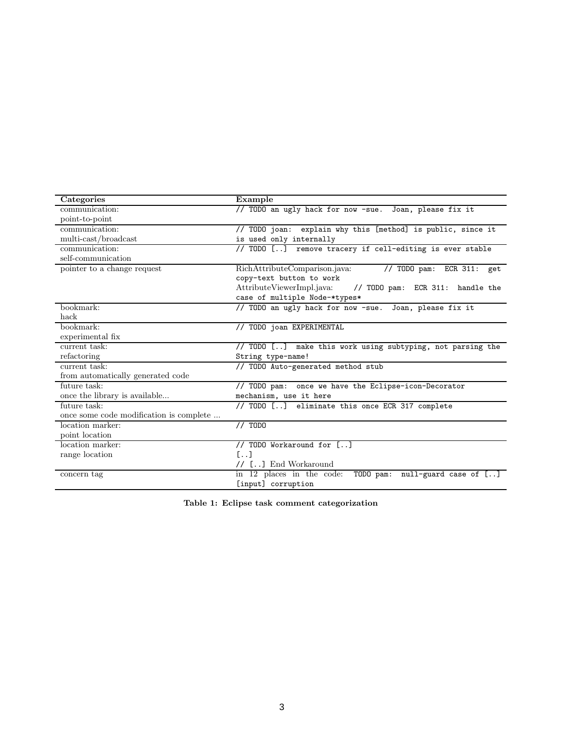| Categories | Example |
|---|---|
| communication: point-to-point | // TODO an ugly hack for now -sue. Joan, please fix it |
| communication: multi-cast/broadcast | // TODO joan: explain why this [method] is public, since it is used only internally |
| communication: self-communication | // TODO [..] remove tracery if cell-editing is ever stable |
| pointer to a change request | RichAttributeComparison.java: // TODO pam: ECR 311: get copy-text button to work<br>AttributeViewerImpl.java: // TODO pam: ECR 311: handle the case of multiple Node-*types* |
| bookmark: hack | // TODO an ugly hack for now -sue. Joan, please fix it |
| bookmark: experimental fix | // TODO joan EXPERIMENTAL |
| current task: refactoring | // TODO [..] make this work using subtyping, not parsing the String type-name! |
| current task: from automatically generated code | // TODO Auto-generated method stub |
| future task: once the library is available... | // TODO pam: once we have the Eclipse-icon-Decorator mechanism, use it here |
| future task: once some code modification is complete ... | // TODO [..] eliminate this once ECR 317 complete |
| location marker: point location | // TODO |
| location marker: range location | // TODO Workaround for [..]<br>[..]<br>// [..] End Workaround |
| concern tag | in 12 places in the code: TODO pam: null-guard case of [..] [input] corruption |

**Table 1: Eclipse task comment categorization**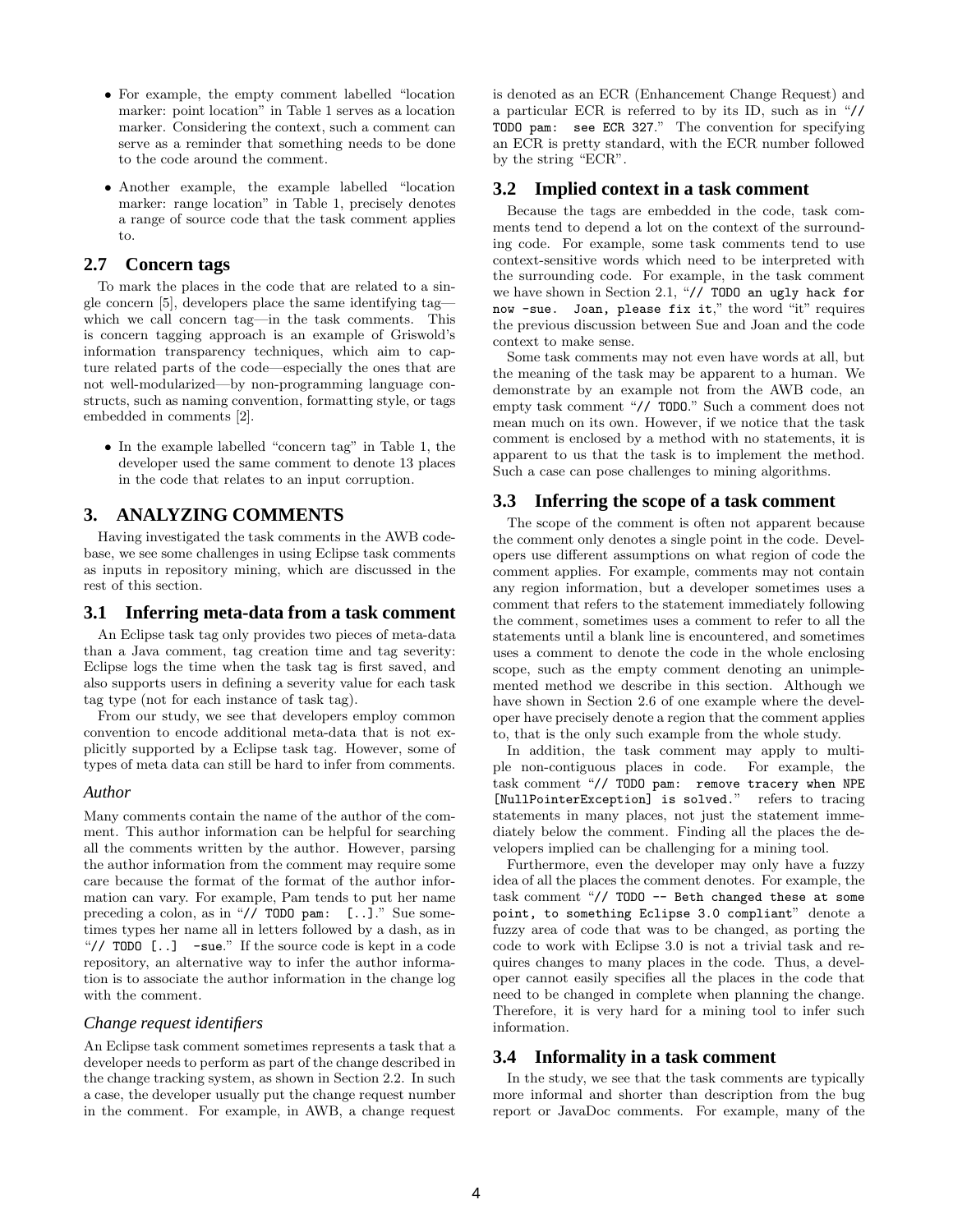- For example, the empty comment labelled "location marker: point location" in Table 1 serves as a location marker. Considering the context, such a comment can serve as a reminder that something needs to be done to the code around the comment.

- Another example, the example labelled "location marker: range location" in Table 1, precisely denotes a range of source code that the task comment applies to.

## 2.7 Concern tags

To mark the places in the code that are related to a single concern [5], developers place the same identifying tag—which we call concern tag—in the task comments. This is concern tagging approach is an example of Griswold's information transparency techniques, which aim to capture related parts of the code—especially the ones that are not well-modularized—by non-programming language constructs, such as naming convention, formatting style, or tags embedded in comments [2].

- In the example labelled "concern tag" in Table 1, the developer used the same comment to denote 13 places in the code that relates to an input corruption.

# 3. ANALYZING COMMENTS

Having investigated the task comments in the AWB codebase, we see some challenges in using Eclipse task comments as inputs in repository mining, which are discussed in the rest of this section.

## 3.1 Inferring meta-data from a task comment

An Eclipse task tag only provides two pieces of meta-data than a Java comment, tag creation time and tag severity: Eclipse logs the time when the task tag is first saved, and also supports users in defining a severity value for each task tag type (not for each instance of task tag).

From our study, we see that developers employ common convention to encode additional meta-data that is not explicitly supported by a Eclipse task tag. However, some of types of meta data can still be hard to infer from comments.

### *Author*

Many comments contain the name of the author of the comment. This author information can be helpful for searching all the comments written by the author. However, parsing the author information from the comment may require some care because the format of the format of the author information can vary. For example, Pam tends to put her name preceding a colon, as in "`// TODO pam:  [..]`." Sue sometimes types her name all in letters followed by a dash, as in "`// TODO [..]  -sue`." If the source code is kept in a code repository, an alternative way to infer the author information is to associate the author information in the change log with the comment.

### *Change request identifiers*

An Eclipse task comment sometimes represents a task that a developer needs to perform as part of the change described in the change tracking system, as shown in Section 2.2. In such a case, the developer usually put the change request number in the comment. For example, in AWB, a change request is denoted as an ECR (Enhancement Change Request) and a particular ECR is referred to by its ID, such as in "`// TODO pam:  see ECR 327`." The convention for specifying an ECR is pretty standard, with the ECR number followed by the string "ECR".

## 3.2 Implied context in a task comment

Because the tags are embedded in the code, task comments tend to depend a lot on the context of the surrounding code. For example, some task comments tend to use context-sensitive words which need to be interpreted with the surrounding code. For example, in the task comment we have shown in Section 2.1, "`// TODO an ugly hack for now -sue.  Joan, please fix it`," the word "it" requires the previous discussion between Sue and Joan and the code context to make sense.

Some task comments may not even have words at all, but the meaning of the task may be apparent to a human. We demonstrate by an example not from the AWB code, an empty task comment "`// TODO`." Such a comment does not mean much on its own. However, if we notice that the task comment is enclosed by a method with no statements, it is apparent to us that the task is to implement the method. Such a case can pose challenges to mining algorithms.

## 3.3 Inferring the scope of a task comment

The scope of the comment is often not apparent because the comment only denotes a single point in the code. Developers use different assumptions on what region of code the comment applies. For example, comments may not contain any region information, but a developer sometimes uses a comment that refers to the statement immediately following the comment, sometimes uses a comment to refer to all the statements until a blank line is encountered, and sometimes uses a comment to denote the code in the whole enclosing scope, such as the empty comment denoting an unimplemented method we describe in this section. Although we have shown in Section 2.6 of one example where the developer have precisely denote a region that the comment applies to, that is the only such example from the whole study.

In addition, the task comment may apply to multiple non-contiguous places in code. For example, the task comment "`// TODO pam:  remove tracery when NPE [NullPointerException] is solved.`" refers to tracing statements in many places, not just the statement immediately below the comment. Finding all the places the developers implied can be challenging for a mining tool.

Furthermore, even the developer may only have a fuzzy idea of all the places the comment denotes. For example, the task comment "`// TODO -- Beth changed these at some point, to something Eclipse 3.0 compliant`" denote a fuzzy area of code that was to be changed, as porting the code to work with Eclipse 3.0 is not a trivial task and requires changes to many places in the code. Thus, a developer cannot easily specifies all the places in the code that need to be changed in complete when planning the change. Therefore, it is very hard for a mining tool to infer such information.

## 3.4 Informality in a task comment

In the study, we see that the task comments are typically more informal and shorter than description from the bug report or JavaDoc comments. For example, many of the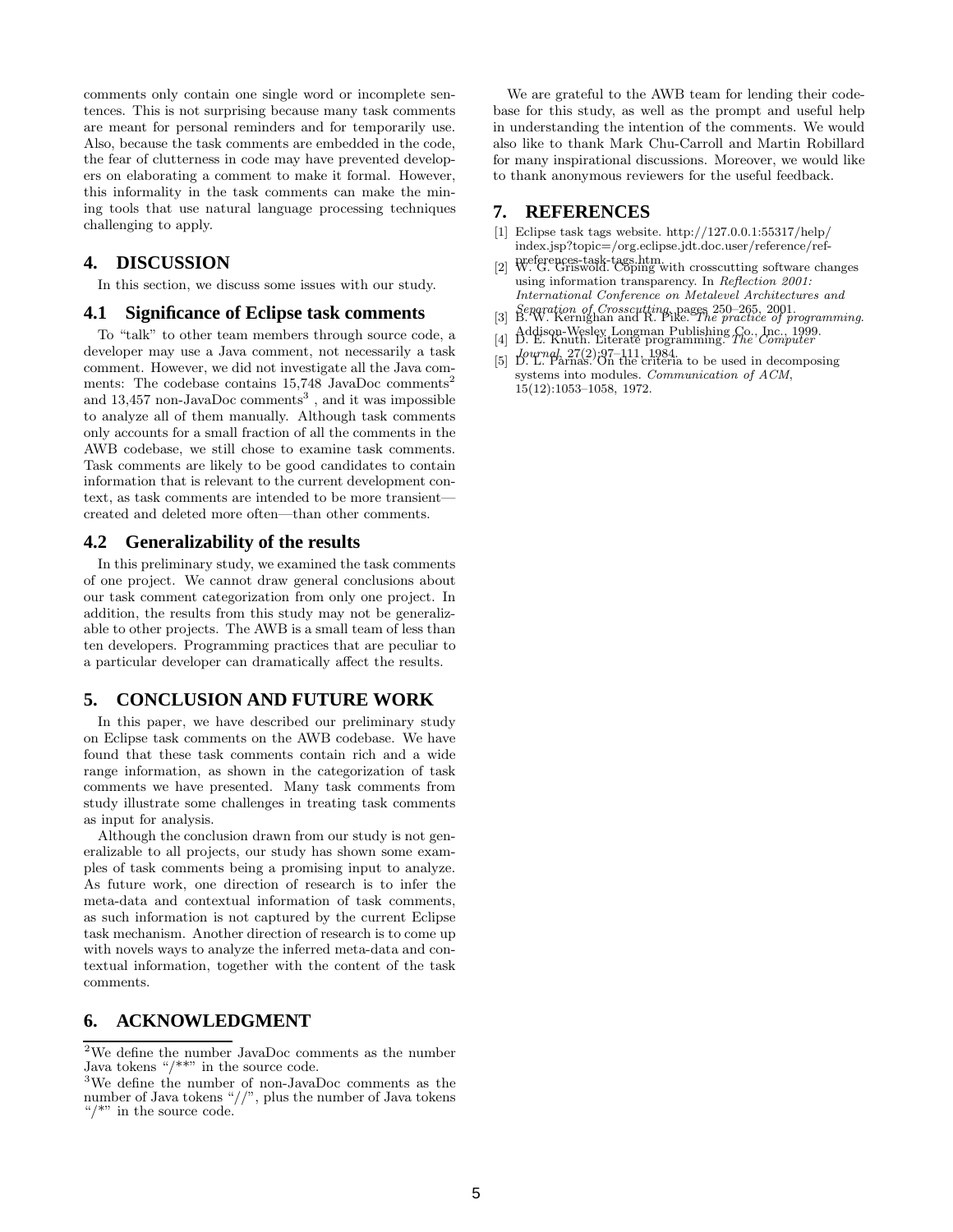comments only contain one single word or incomplete sentences. This is not surprising because many task comments are meant for personal reminders and for temporarily use. Also, because the task comments are embedded in the code, the fear of clutterness in code may have prevented developers on elaborating a comment to make it formal. However, this informality in the task comments can make the mining tools that use natural language processing techniques challenging to apply.

## 4. DISCUSSION

In this section, we discuss some issues with our study.

### 4.1 Significance of Eclipse task comments

To "talk" to other team members through source code, a developer may use a Java comment, not necessarily a task comment. However, we did not investigate all the Java comments: The codebase contains 15,748 JavaDoc comments[2] and 13,457 non-JavaDoc comments[3] , and it was impossible to analyze all of them manually. Although task comments only accounts for a small fraction of all the comments in the AWB codebase, we still chose to examine task comments. Task comments are likely to be good candidates to contain information that is relevant to the current development context, as task comments are intended to be more transient—created and deleted more often—than other comments.

### 4.2 Generalizability of the results

In this preliminary study, we examined the task comments of one project. We cannot draw general conclusions about our task comment categorization from only one project. In addition, the results from this study may not be generalizable to other projects. The AWB is a small team of less than ten developers. Programming practices that are peculiar to a particular developer can dramatically affect the results.

## 5. CONCLUSION AND FUTURE WORK

In this paper, we have described our preliminary study on Eclipse task comments on the AWB codebase. We have found that these task comments contain rich and a wide range information, as shown in the categorization of task comments we have presented. Many task comments from study illustrate some challenges in treating task comments as input for analysis.

Although the conclusion drawn from our study is not generalizable to all projects, our study has shown some examples of task comments being a promising input to analyze. As future work, one direction of research is to infer the meta-data and contextual information of task comments, as such information is not captured by the current Eclipse task mechanism. Another direction of research is to come up with novels ways to analyze the inferred meta-data and contextual information, together with the content of the task comments.

## 6. ACKNOWLEDGMENT

We are grateful to the AWB team for lending their codebase for this study, as well as the prompt and useful help in understanding the intention of the comments. We would also like to thank Mark Chu-Carroll and Martin Robillard for many inspirational discussions. Moreover, we would like to thank anonymous reviewers for the useful feedback.

## 7. REFERENCES

[1] Eclipse task tags website. http://127.0.0.1:55317/help/index.jsp?topic=/org.eclipse.jdt.doc.user/reference/ref-preferences-task-tags.htm.

[2] W. G. Griswold. Coping with crosscutting software changes using information transparency. In *Reflection 2001: International Conference on Metalevel Architectures and Separation of Crosscutting*, pages 250–265, 2001.

[3] B. W. Kernighan and R. Pike. *The practice of programming*. Addison-Wesley Longman Publishing Co., Inc., 1999.

[4] D. E. Knuth. Literate programming. *The Computer Journal*, 27(2):97–111, 1984.

[5] D. L. Parnas. On the criteria to be used in decomposing systems into modules. *Communication of ACM*, 15(12):1053–1058, 1972.

---

[2] We define the number JavaDoc comments as the number Java tokens "/**" in the source code.

[3] We define the number of non-JavaDoc comments as the number of Java tokens "//", plus the number of Java tokens "/*" in the source code.